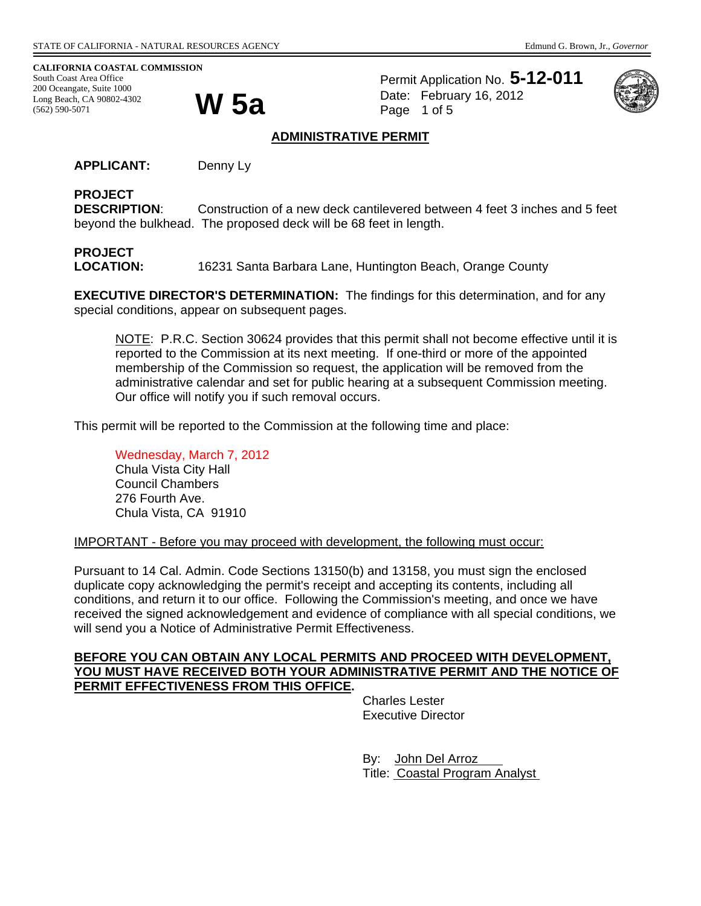STATE OF CALIFORNIA - NATURAL RESOURCES AGENCY — Edmund G. Brown, Jr., *Governor*

**CALIFORNIA COASTAL COMMISSION**
South Coast Area Office
200 Oceangate, Suite 1000
Long Beach, CA 90802-4302
(562) 590-5071

# W 5a

Permit Application No. **5-12-011**
Date: February 16, 2012
Page 1 of 5

## ADMINISTRATIVE PERMIT

**APPLICANT:** Denny Ly

**PROJECT DESCRIPTION**: Construction of a new deck cantilevered between 4 feet 3 inches and 5 feet beyond the bulkhead. The proposed deck will be 68 feet in length.

**PROJECT LOCATION:** 16231 Santa Barbara Lane, Huntington Beach, Orange County

**EXECUTIVE DIRECTOR'S DETERMINATION:** The findings for this determination, and for any special conditions, appear on subsequent pages.

> NOTE: P.R.C. Section 30624 provides that this permit shall not become effective until it is reported to the Commission at its next meeting. If one-third or more of the appointed membership of the Commission so request, the application will be removed from the administrative calendar and set for public hearing at a subsequent Commission meeting. Our office will notify you if such removal occurs.

This permit will be reported to the Commission at the following time and place:

Wednesday, March 7, 2012
Chula Vista City Hall
Council Chambers
276 Fourth Ave.
Chula Vista, CA 91910

IMPORTANT - Before you may proceed with development, the following must occur:

Pursuant to 14 Cal. Admin. Code Sections 13150(b) and 13158, you must sign the enclosed duplicate copy acknowledging the permit's receipt and accepting its contents, including all conditions, and return it to our office. Following the Commission's meeting, and once we have received the signed acknowledgement and evidence of compliance with all special conditions, we will send you a Notice of Administrative Permit Effectiveness.

**BEFORE YOU CAN OBTAIN ANY LOCAL PERMITS AND PROCEED WITH DEVELOPMENT, YOU MUST HAVE RECEIVED BOTH YOUR ADMINISTRATIVE PERMIT AND THE NOTICE OF PERMIT EFFECTIVENESS FROM THIS OFFICE.**

Charles Lester
Executive Director

By: John Del Arroz
Title: Coastal Program Analyst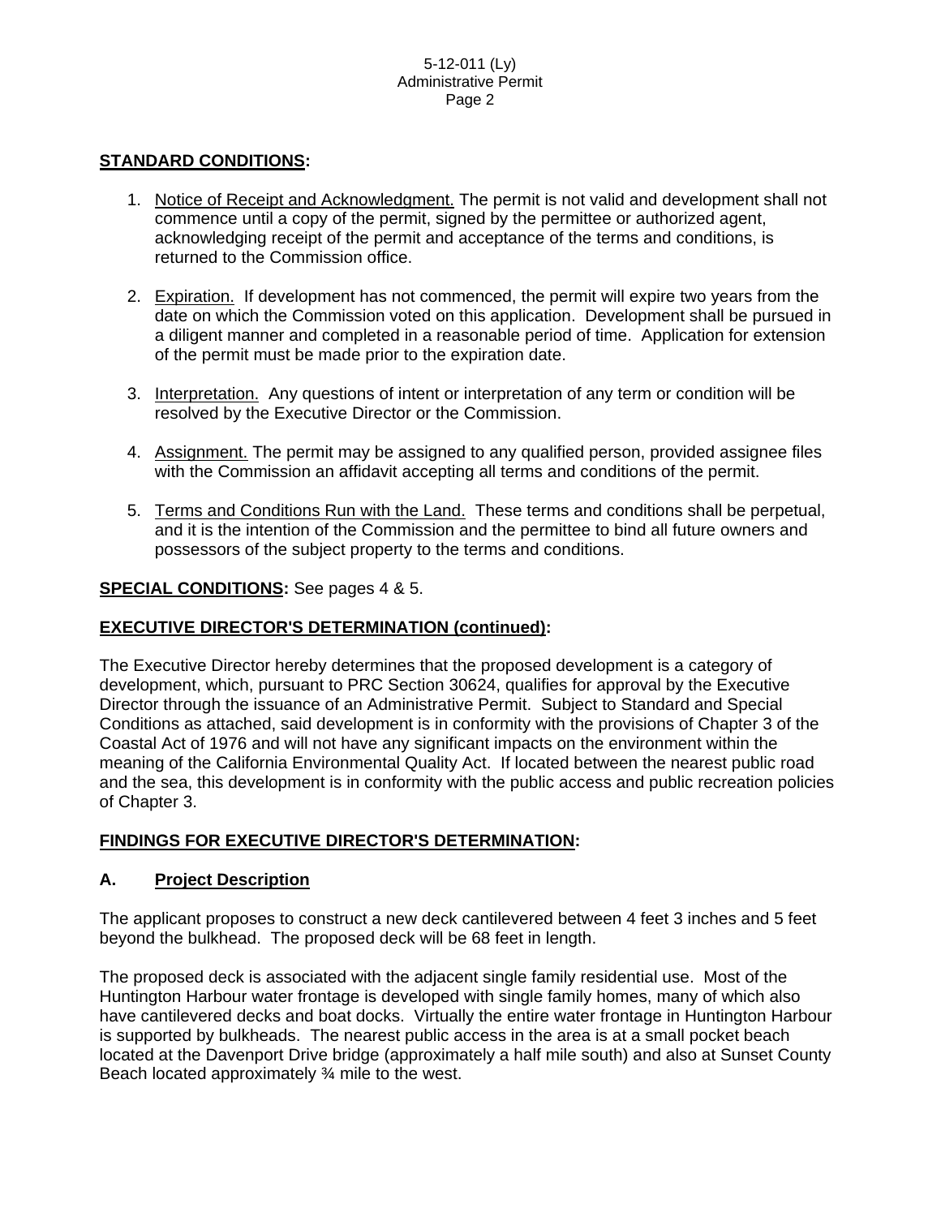## STANDARD CONDITIONS:

1. Notice of Receipt and Acknowledgment. The permit is not valid and development shall not commence until a copy of the permit, signed by the permittee or authorized agent, acknowledging receipt of the permit and acceptance of the terms and conditions, is returned to the Commission office.

2. Expiration. If development has not commenced, the permit will expire two years from the date on which the Commission voted on this application. Development shall be pursued in a diligent manner and completed in a reasonable period of time. Application for extension of the permit must be made prior to the expiration date.

3. Interpretation. Any questions of intent or interpretation of any term or condition will be resolved by the Executive Director or the Commission.

4. Assignment. The permit may be assigned to any qualified person, provided assignee files with the Commission an affidavit accepting all terms and conditions of the permit.

5. Terms and Conditions Run with the Land. These terms and conditions shall be perpetual, and it is the intention of the Commission and the permittee to bind all future owners and possessors of the subject property to the terms and conditions.

**SPECIAL CONDITIONS:** See pages 4 & 5.

## EXECUTIVE DIRECTOR'S DETERMINATION (continued):

The Executive Director hereby determines that the proposed development is a category of development, which, pursuant to PRC Section 30624, qualifies for approval by the Executive Director through the issuance of an Administrative Permit. Subject to Standard and Special Conditions as attached, said development is in conformity with the provisions of Chapter 3 of the Coastal Act of 1976 and will not have any significant impacts on the environment within the meaning of the California Environmental Quality Act. If located between the nearest public road and the sea, this development is in conformity with the public access and public recreation policies of Chapter 3.

## FINDINGS FOR EXECUTIVE DIRECTOR'S DETERMINATION:

### A. Project Description

The applicant proposes to construct a new deck cantilevered between 4 feet 3 inches and 5 feet beyond the bulkhead. The proposed deck will be 68 feet in length.

The proposed deck is associated with the adjacent single family residential use. Most of the Huntington Harbour water frontage is developed with single family homes, many of which also have cantilevered decks and boat docks. Virtually the entire water frontage in Huntington Harbour is supported by bulkheads. The nearest public access in the area is at a small pocket beach located at the Davenport Drive bridge (approximately a half mile south) and also at Sunset County Beach located approximately ¾ mile to the west.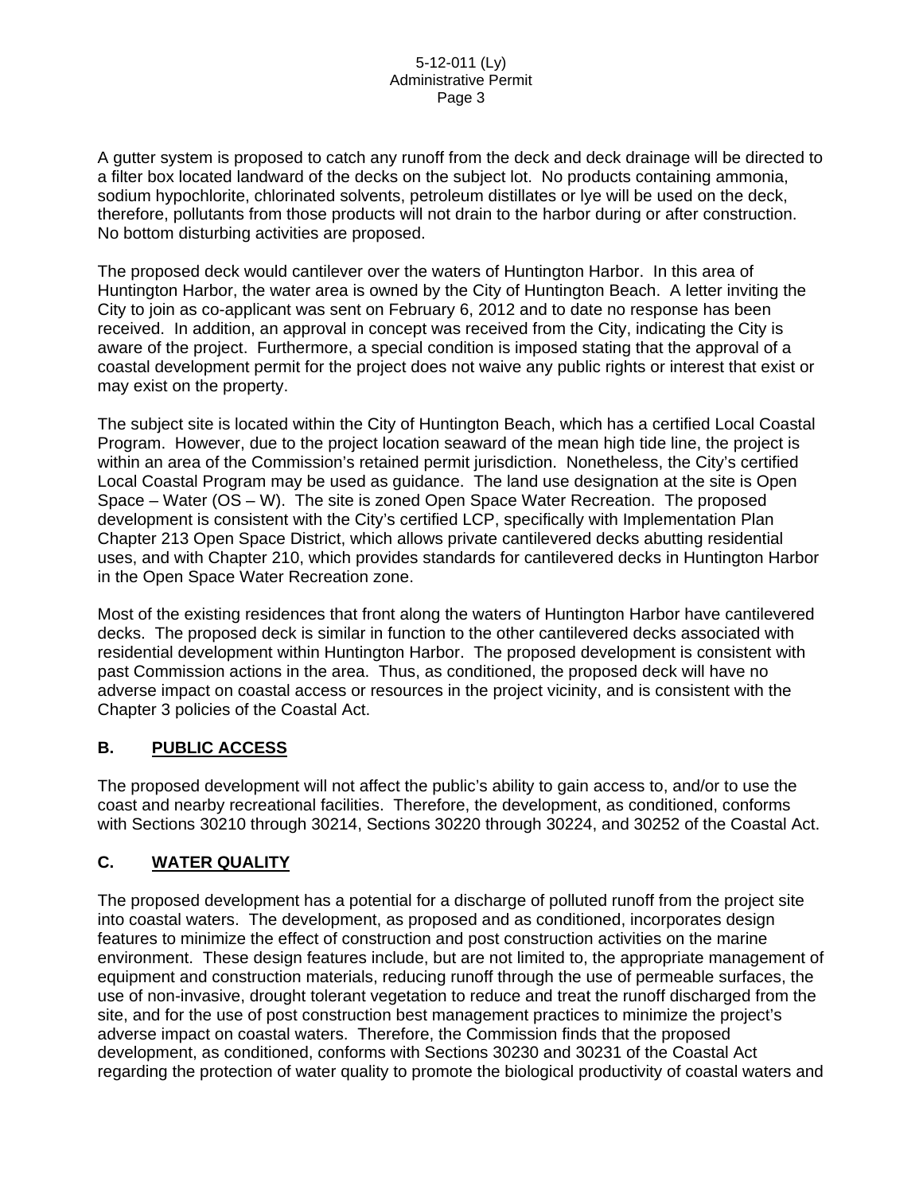A gutter system is proposed to catch any runoff from the deck and deck drainage will be directed to a filter box located landward of the decks on the subject lot. No products containing ammonia, sodium hypochlorite, chlorinated solvents, petroleum distillates or lye will be used on the deck, therefore, pollutants from those products will not drain to the harbor during or after construction. No bottom disturbing activities are proposed.

The proposed deck would cantilever over the waters of Huntington Harbor. In this area of Huntington Harbor, the water area is owned by the City of Huntington Beach. A letter inviting the City to join as co-applicant was sent on February 6, 2012 and to date no response has been received. In addition, an approval in concept was received from the City, indicating the City is aware of the project. Furthermore, a special condition is imposed stating that the approval of a coastal development permit for the project does not waive any public rights or interest that exist or may exist on the property.

The subject site is located within the City of Huntington Beach, which has a certified Local Coastal Program. However, due to the project location seaward of the mean high tide line, the project is within an area of the Commission's retained permit jurisdiction. Nonetheless, the City's certified Local Coastal Program may be used as guidance. The land use designation at the site is Open Space – Water (OS – W). The site is zoned Open Space Water Recreation. The proposed development is consistent with the City's certified LCP, specifically with Implementation Plan Chapter 213 Open Space District, which allows private cantilevered decks abutting residential uses, and with Chapter 210, which provides standards for cantilevered decks in Huntington Harbor in the Open Space Water Recreation zone.

Most of the existing residences that front along the waters of Huntington Harbor have cantilevered decks. The proposed deck is similar in function to the other cantilevered decks associated with residential development within Huntington Harbor. The proposed development is consistent with past Commission actions in the area. Thus, as conditioned, the proposed deck will have no adverse impact on coastal access or resources in the project vicinity, and is consistent with the Chapter 3 policies of the Coastal Act.

## B. <u>PUBLIC ACCESS</u>

The proposed development will not affect the public's ability to gain access to, and/or to use the coast and nearby recreational facilities. Therefore, the development, as conditioned, conforms with Sections 30210 through 30214, Sections 30220 through 30224, and 30252 of the Coastal Act.

## C. <u>WATER QUALITY</u>

The proposed development has a potential for a discharge of polluted runoff from the project site into coastal waters. The development, as proposed and as conditioned, incorporates design features to minimize the effect of construction and post construction activities on the marine environment. These design features include, but are not limited to, the appropriate management of equipment and construction materials, reducing runoff through the use of permeable surfaces, the use of non-invasive, drought tolerant vegetation to reduce and treat the runoff discharged from the site, and for the use of post construction best management practices to minimize the project's adverse impact on coastal waters. Therefore, the Commission finds that the proposed development, as conditioned, conforms with Sections 30230 and 30231 of the Coastal Act regarding the protection of water quality to promote the biological productivity of coastal waters and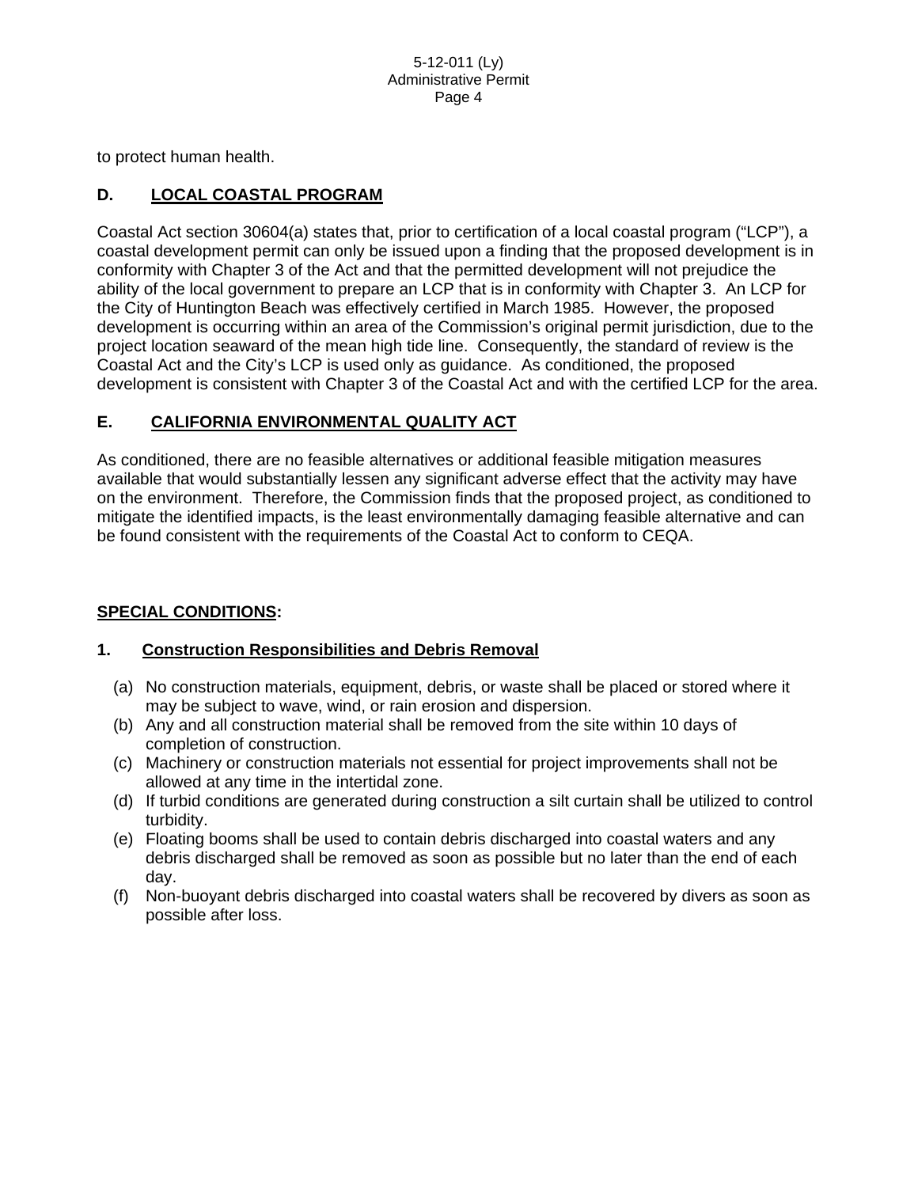to protect human health.

## D. LOCAL COASTAL PROGRAM

Coastal Act section 30604(a) states that, prior to certification of a local coastal program ("LCP"), a coastal development permit can only be issued upon a finding that the proposed development is in conformity with Chapter 3 of the Act and that the permitted development will not prejudice the ability of the local government to prepare an LCP that is in conformity with Chapter 3. An LCP for the City of Huntington Beach was effectively certified in March 1985. However, the proposed development is occurring within an area of the Commission's original permit jurisdiction, due to the project location seaward of the mean high tide line. Consequently, the standard of review is the Coastal Act and the City's LCP is used only as guidance. As conditioned, the proposed development is consistent with Chapter 3 of the Coastal Act and with the certified LCP for the area.

## E. CALIFORNIA ENVIRONMENTAL QUALITY ACT

As conditioned, there are no feasible alternatives or additional feasible mitigation measures available that would substantially lessen any significant adverse effect that the activity may have on the environment. Therefore, the Commission finds that the proposed project, as conditioned to mitigate the identified impacts, is the least environmentally damaging feasible alternative and can be found consistent with the requirements of the Coastal Act to conform to CEQA.

## SPECIAL CONDITIONS:

### 1. Construction Responsibilities and Debris Removal

(a) No construction materials, equipment, debris, or waste shall be placed or stored where it may be subject to wave, wind, or rain erosion and dispersion.
(b) Any and all construction material shall be removed from the site within 10 days of completion of construction.
(c) Machinery or construction materials not essential for project improvements shall not be allowed at any time in the intertidal zone.
(d) If turbid conditions are generated during construction a silt curtain shall be utilized to control turbidity.
(e) Floating booms shall be used to contain debris discharged into coastal waters and any debris discharged shall be removed as soon as possible but no later than the end of each day.
(f) Non-buoyant debris discharged into coastal waters shall be recovered by divers as soon as possible after loss.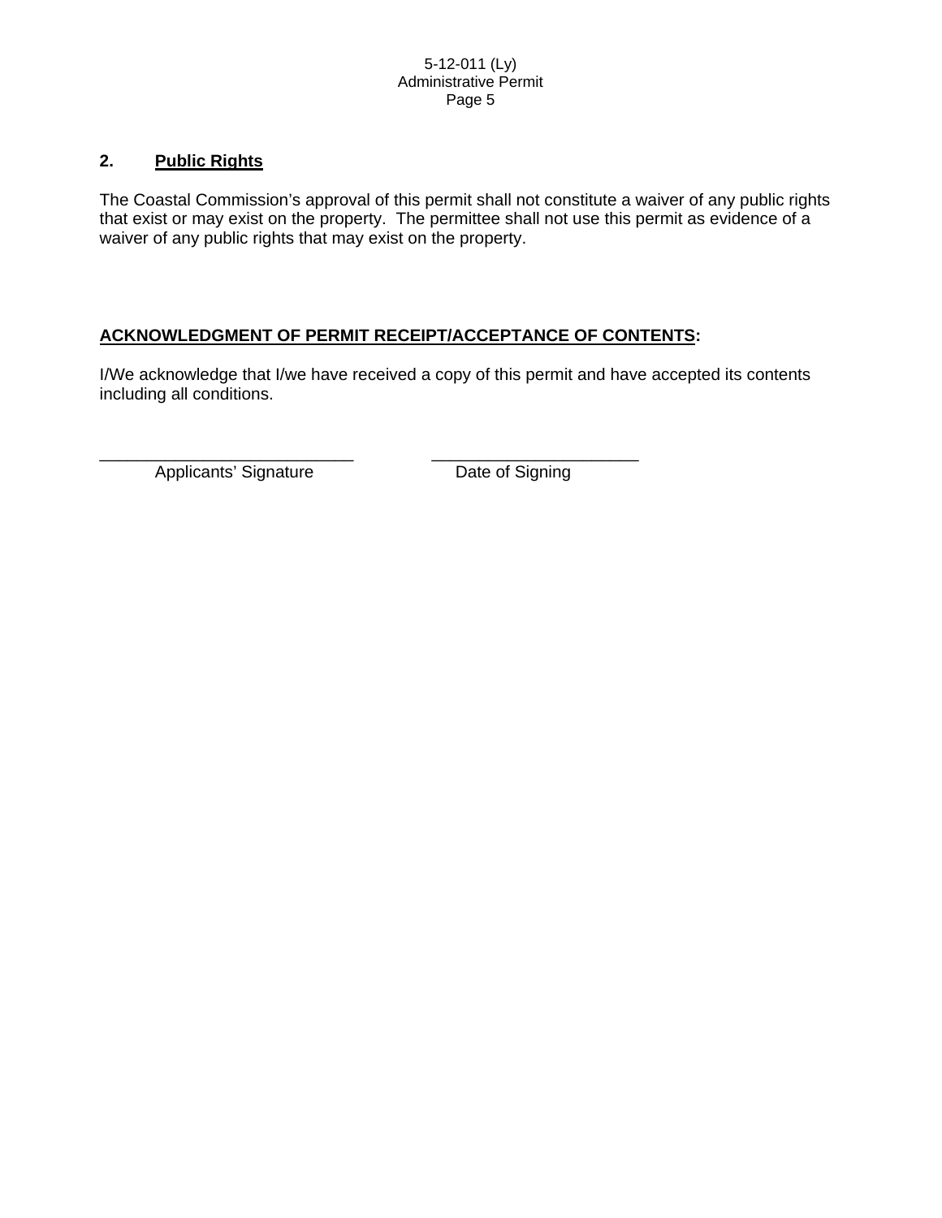## 2. Public Rights

The Coastal Commission's approval of this permit shall not constitute a waiver of any public rights that exist or may exist on the property. The permittee shall not use this permit as evidence of a waiver of any public rights that may exist on the property.

## ACKNOWLEDGMENT OF PERMIT RECEIPT/ACCEPTANCE OF CONTENTS:

I/We acknowledge that I/we have received a copy of this permit and have accepted its contents including all conditions.

\_\_\_\_\_\_\_\_\_\_\_\_\_\_\_\_\_\_\_\_\_\_\_\_\_\_\_\_ \_\_\_\_\_\_\_\_\_\_\_\_\_\_\_\_\_\_\_\_\_\_\_
Applicants' Signature Date of Signing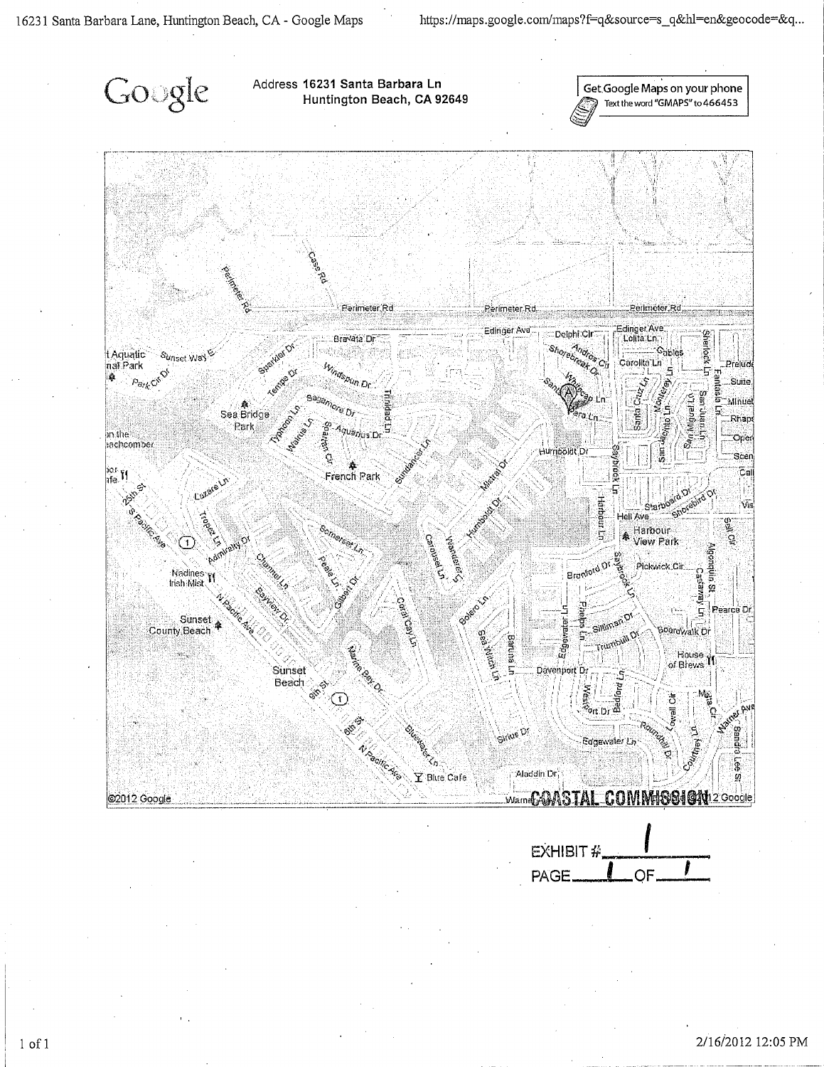Google

Address **16231 Santa Barbara Ln**
**Huntington Beach, CA 92649**

Get Google Maps on your phone
Text the word "GMAPS" to 466453

©2012 Google

COASTAL COMMISSION

EXHIBIT # 1
PAGE 1 OF 1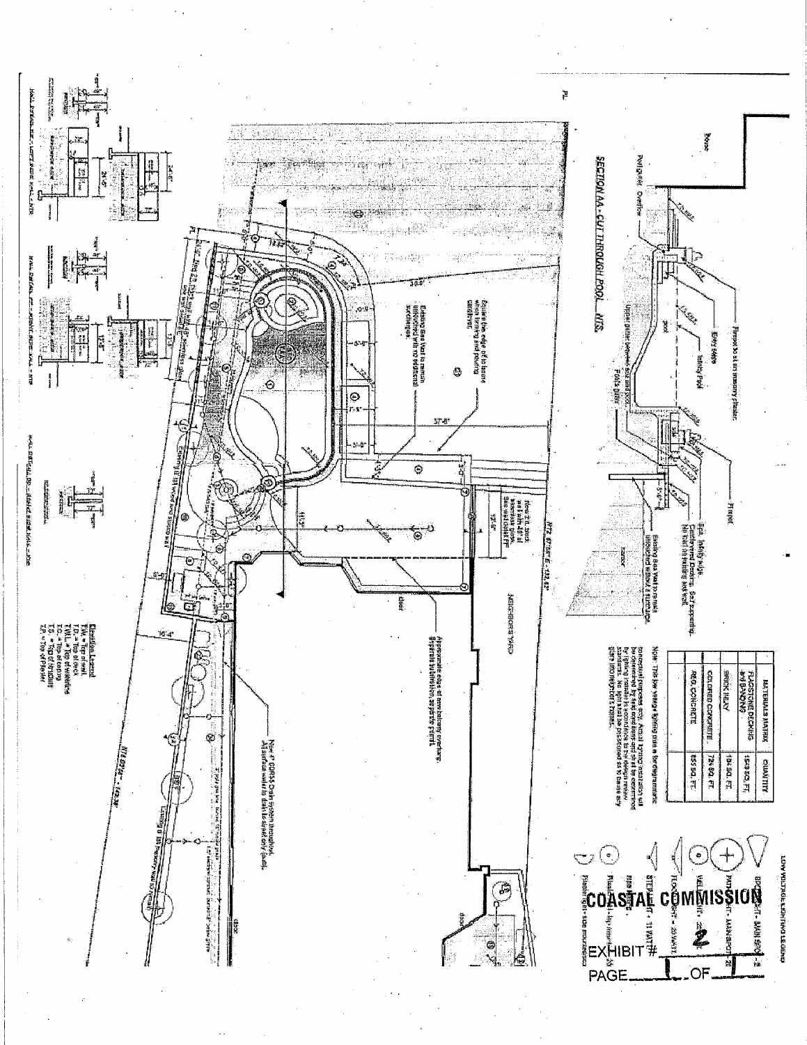SECTION AA - CUT THROUGH POOL NTS

Fireplace to sit on masonry pilaster

Entry Steps

Infinity Pool

Fire pit

Spa, Infinity edge. Continuous planting. Self supporting. No load on existing sea wall.

Existing Sea Wall to remain untouched with no additional surcharge.

Upper gutter between spa and pool

Footing pilaster

Perimeter Overflow

House

Existing Sea Wall to remain untouched with no additional surcharges.

Ensure the edge of house when framing and pouring walkways.

New 3'-0" brick wall with 40" of stainless glass. See wall detail FF.

Approximate edge of new balcony overhang. Separate submission, separate permit.

New 4" NDRS Drain system throughout. All surface water to drain to adjacent city beach.

NEIGHBORS YARD

N72°07'58"E - 142.83'

N78°03'26"E - 142.36'

Elevation Legend
F.W. = Top of wall
T.D. = Top of deck
T.W.L. = Top of waterline
T.S. = Top of Step
T.P. = Top of Pilaster

| MATERIALS MATRIX | QUANTITY |
|---|---|
| FLAGSTONE DECKING and BANDING | 1549 SQ. FT. |
| BRICK INLAY | 104 SQ. FT. |
| COLORED CONCRETE | 724 SQ. FT. |
| REG. CONCRETE | 855 SQ. FT. |

Note: This low voltage lighting plan is for diagrammatic conceptual purposes only. Actual lighting installation will be determined by site conditions and shall be determined by lighting installer in accordance to the design review standards. No light shall be positioned so as to cause any glare into neighbors zones.

LOW VOLTAGE LIGHTING LEGEND

COASTAL COMMISSION

EXHIBIT # 2

PAGE 1 OF 1